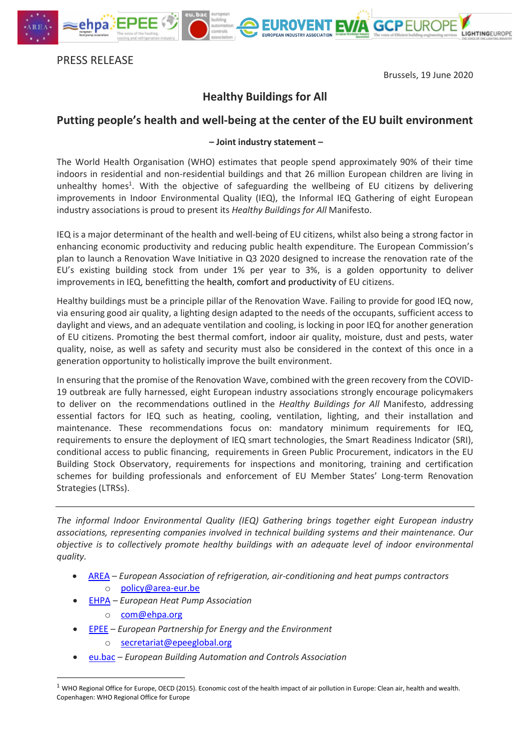PRESS RELEASE

Brussels, 19 June 2020

# Healthy Buildings for All

## Putting people's health and well-being at the center of the EU built environment

**– Joint industry statement –**

The World Health Organisation (WHO) estimates that people spend approximately 90% of their time indoors in residential and non-residential buildings and that 26 million European children are living in unhealthy homes[1]. With the objective of safeguarding the wellbeing of EU citizens by delivering improvements in Indoor Environmental Quality (IEQ), the Informal IEQ Gathering of eight European industry associations is proud to present its *Healthy Buildings for All* Manifesto.

IEQ is a major determinant of the health and well-being of EU citizens, whilst also being a strong factor in enhancing economic productivity and reducing public health expenditure. The European Commission's plan to launch a Renovation Wave Initiative in Q3 2020 designed to increase the renovation rate of the EU's existing building stock from under 1% per year to 3%, is a golden opportunity to deliver improvements in IEQ, benefitting the health, comfort and productivity of EU citizens.

Healthy buildings must be a principle pillar of the Renovation Wave. Failing to provide for good IEQ now, via ensuring good air quality, a lighting design adapted to the needs of the occupants, sufficient access to daylight and views, and an adequate ventilation and cooling, is locking in poor IEQ for another generation of EU citizens. Promoting the best thermal comfort, indoor air quality, moisture, dust and pests, water quality, noise, as well as safety and security must also be considered in the context of this once in a generation opportunity to holistically improve the built environment.

In ensuring that the promise of the Renovation Wave, combined with the green recovery from the COVID-19 outbreak are fully harnessed, eight European industry associations strongly encourage policymakers to deliver on the recommendations outlined in the *Healthy Buildings for All* Manifesto, addressing essential factors for IEQ such as heating, cooling, ventilation, lighting, and their installation and maintenance. These recommendations focus on: mandatory minimum requirements for IEQ, requirements to ensure the deployment of IEQ smart technologies, the Smart Readiness Indicator (SRI), conditional access to public financing, requirements in Green Public Procurement, indicators in the EU Building Stock Observatory, requirements for inspections and monitoring, training and certification schemes for building professionals and enforcement of EU Member States' Long-term Renovation Strategies (LTRSs).

---

*The informal Indoor Environmental Quality (IEQ) Gathering brings together eight European industry associations, representing companies involved in technical building systems and their maintenance. Our objective is to collectively promote healthy buildings with an adequate level of indoor environmental quality.*

- AREA – *European Association of refrigeration, air-conditioning and heat pumps contractors*
  - policy@area-eur.be
- EHPA – *European Heat Pump Association*
  - com@ehpa.org
- EPEE – *European Partnership for Energy and the Environment*
  - secretariat@epeeglobal.org
- eu.bac – *European Building Automation and Controls Association*

[1] WHO Regional Office for Europe, OECD (2015). Economic cost of the health impact of air pollution in Europe: Clean air, health and wealth. Copenhagen: WHO Regional Office for Europe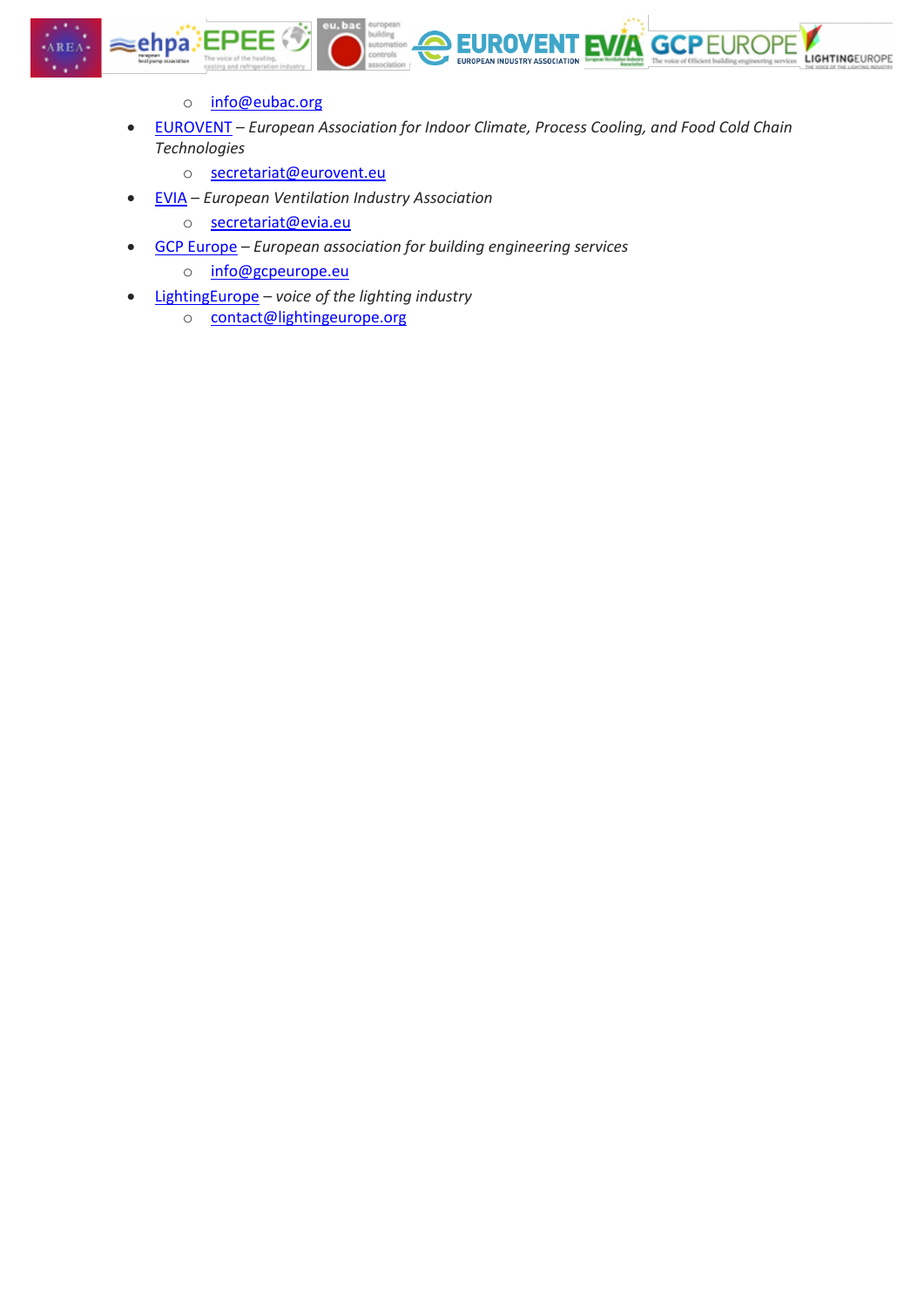- info@eubac.org
- EUROVENT – *European Association for Indoor Climate, Process Cooling, and Food Cold Chain Technologies*
    - secretariat@eurovent.eu
- EVIA – *European Ventilation Industry Association*
    - secretariat@evia.eu
- GCP Europe – *European association for building engineering services*
    - info@gcpeurope.eu
- LightingEurope – *voice of the lighting industry*
    - contact@lightingeurope.org